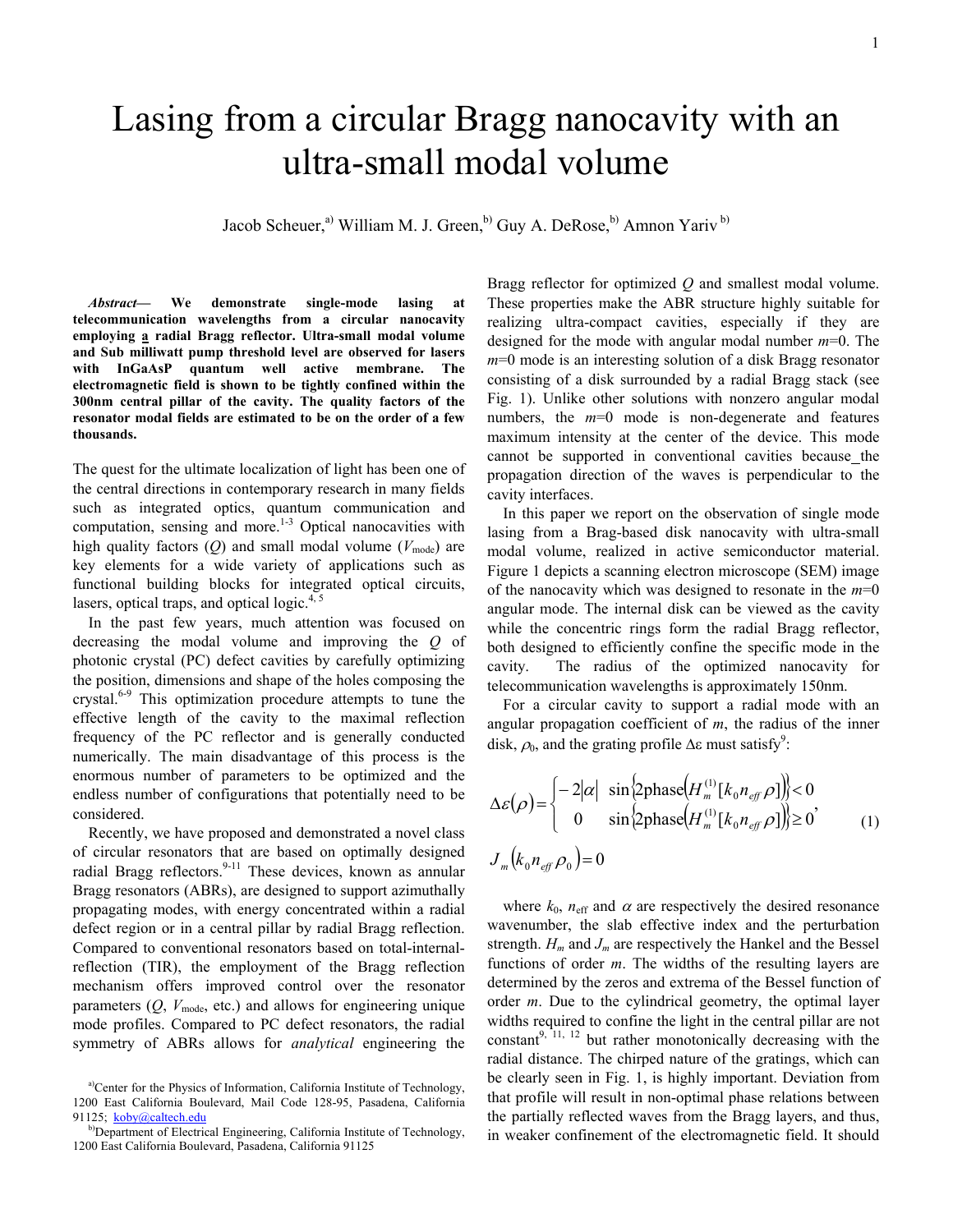# Lasing from a circular Bragg nanocavity with an ultra-small modal volume

Jacob Scheuer,[a] William M. J. Green,[b] Guy A. DeRose,[b] Amnon Yariv [b]

***Abstract*— We demonstrate single-mode lasing at telecommunication wavelengths from a circular nanocavity employing a radial Bragg reflector. Ultra-small modal volume and Sub milliwatt pump threshold level are observed for lasers with InGaAsP quantum well active membrane. The electromagnetic field is shown to be tightly confined within the 300nm central pillar of the cavity. The quality factors of the resonator modal fields are estimated to be on the order of a few thousands.**

The quest for the ultimate localization of light has been one of the central directions in contemporary research in many fields such as integrated optics, quantum communication and computation, sensing and more.[1-3] Optical nanocavities with high quality factors ($Q$) and small modal volume ($V_{\text{mode}}$) are key elements for a wide variety of applications such as functional building blocks for integrated optical circuits, lasers, optical traps, and optical logic.[4, 5]

In the past few years, much attention was focused on decreasing the modal volume and improving the $Q$ of photonic crystal (PC) defect cavities by carefully optimizing the position, dimensions and shape of the holes composing the crystal.[6-9] This optimization procedure attempts to tune the effective length of the cavity to the maximal reflection frequency of the PC reflector and is generally conducted numerically. The main disadvantage of this process is the enormous number of parameters to be optimized and the endless number of configurations that potentially need to be considered.

Recently, we have proposed and demonstrated a novel class of circular resonators that are based on optimally designed radial Bragg reflectors.[9-11] These devices, known as annular Bragg resonators (ABRs), are designed to support azimuthally propagating modes, with energy concentrated within a radial defect region or in a central pillar by radial Bragg reflection. Compared to conventional resonators based on total-internal-reflection (TIR), the employment of the Bragg reflection mechanism offers improved control over the resonator parameters ($Q$, $V_{\text{mode}}$, etc.) and allows for engineering unique mode profiles. Compared to PC defect resonators, the radial symmetry of ABRs allows for *analytical* engineering the Bragg reflector for optimized $Q$ and smallest modal volume. These properties make the ABR structure highly suitable for realizing ultra-compact cavities, especially if they are designed for the mode with angular modal number $m$=0. The $m$=0 mode is an interesting solution of a disk Bragg resonator consisting of a disk surrounded by a radial Bragg stack (see Fig. 1). Unlike other solutions with nonzero angular modal numbers, the $m$=0 mode is non-degenerate and features maximum intensity at the center of the device. This mode cannot be supported in conventional cavities because the propagation direction of the waves is perpendicular to the cavity interfaces.

In this paper we report on the observation of single mode lasing from a Brag-based disk nanocavity with ultra-small modal volume, realized in active semiconductor material. Figure 1 depicts a scanning electron microscope (SEM) image of the nanocavity which was designed to resonate in the $m$=0 angular mode. The internal disk can be viewed as the cavity while the concentric rings form the radial Bragg reflector, both designed to efficiently confine the specific mode in the cavity. The radius of the optimized nanocavity for telecommunication wavelengths is approximately 150nm.

For a circular cavity to support a radial mode with an angular propagation coefficient of $m$, the radius of the inner disk, $\rho_0$, and the grating profile $\Delta\varepsilon$ must satisfy[9]:

$$\Delta\varepsilon(\rho) = \begin{cases} -2|\alpha| & \sin\left\{2\text{phase}\left(H_m^{(1)}[k_0 n_{eff}\rho]\right)\right\} < 0 \\ 0 & \sin\left\{2\text{phase}\left(H_m^{(1)}[k_0 n_{eff}\rho]\right)\right\} \geq 0 \end{cases}, \tag{1}$$

$$J_m\left(k_0 n_{eff}\rho_0\right) = 0$$

where $k_0$, $n_{\text{eff}}$ and $\alpha$ are respectively the desired resonance wavenumber, the slab effective index and the perturbation strength. $H_m$ and $J_m$ are respectively the Hankel and the Bessel functions of order $m$. The widths of the resulting layers are determined by the zeros and extrema of the Bessel function of order $m$. Due to the cylindrical geometry, the optimal layer widths required to confine the light in the central pillar are not constant[9, 11, 12] but rather monotonically decreasing with the radial distance. The chirped nature of the gratings, which can be clearly seen in Fig. 1, is highly important. Deviation from that profile will result in non-optimal phase relations between the partially reflected waves from the Bragg layers, and thus, in weaker confinement of the electromagnetic field. It should

[a]Center for the Physics of Information, California Institute of Technology, 1200 East California Boulevard, Mail Code 128-95, Pasadena, California 91125; koby@caltech.edu

[b]Department of Electrical Engineering, California Institute of Technology, 1200 East California Boulevard, Pasadena, California 91125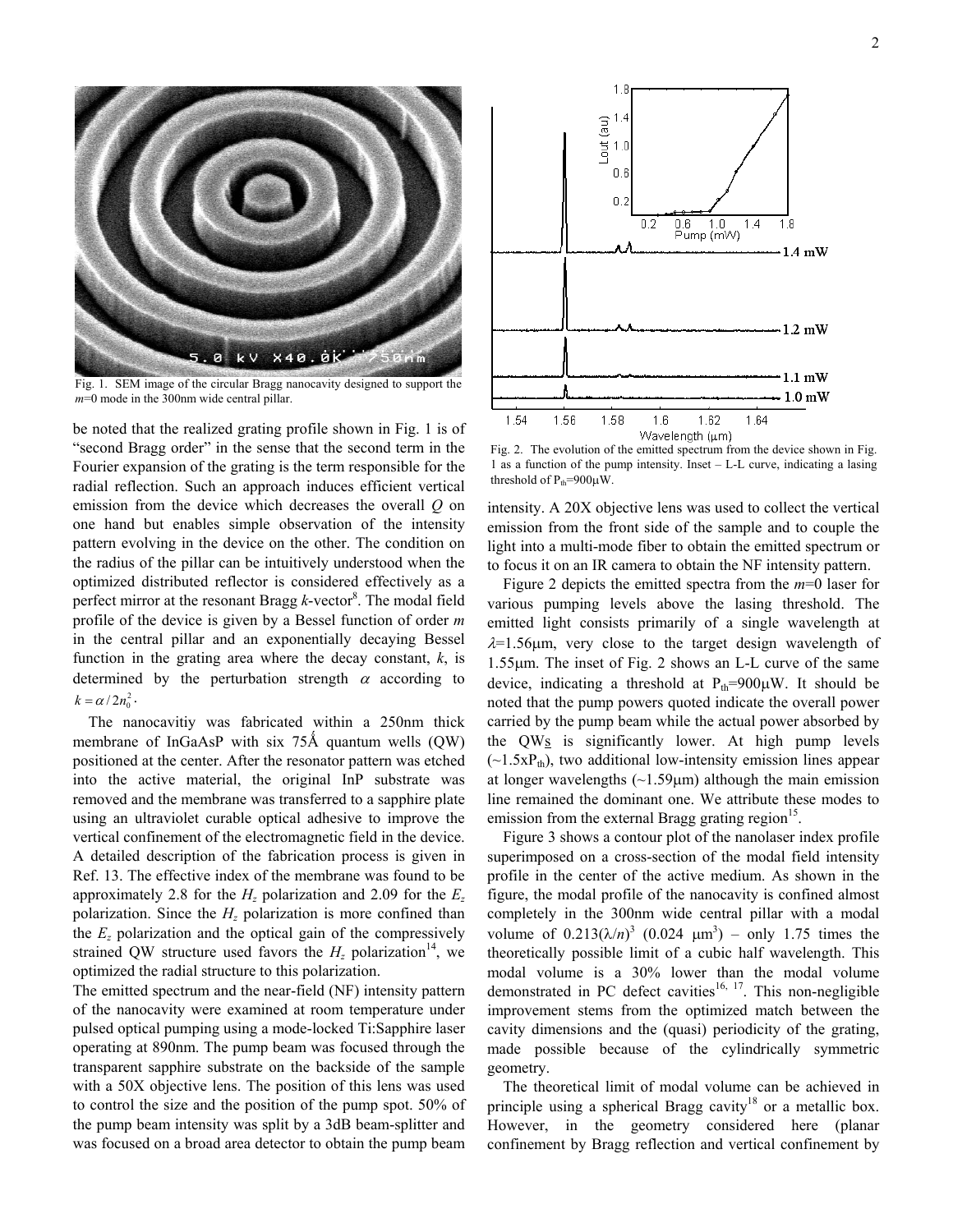Fig. 1. SEM image of the circular Bragg nanocavity designed to support the $m$=0 mode in the 300nm wide central pillar.

be noted that the realized grating profile shown in Fig. 1 is of "second Bragg order" in the sense that the second term in the Fourier expansion of the grating is the term responsible for the radial reflection. Such an approach induces efficient vertical emission from the device which decreases the overall $Q$ on one hand but enables simple observation of the intensity pattern evolving in the device on the other. The condition on the radius of the pillar can be intuitively understood when the optimized distributed reflector is considered effectively as a perfect mirror at the resonant Bragg $k$-vector[8]. The modal field profile of the device is given by a Bessel function of order $m$ in the central pillar and an exponentially decaying Bessel function in the grating area where the decay constant, $k$, is determined by the perturbation strength $\alpha$ according to $k = \alpha / 2n_0^2$.

The nanocavitiy was fabricated within a 250nm thick membrane of InGaAsP with six 75Å quantum wells (QW) positioned at the center. After the resonator pattern was etched into the active material, the original InP substrate was removed and the membrane was transferred to a sapphire plate using an ultraviolet curable optical adhesive to improve the vertical confinement of the electromagnetic field in the device. A detailed description of the fabrication process is given in Ref. 13. The effective index of the membrane was found to be approximately 2.8 for the $H_z$ polarization and 2.09 for the $E_z$ polarization. Since the $H_z$ polarization is more confined than the $E_z$ polarization and the optical gain of the compressively strained QW structure used favors the $H_z$ polarization[14], we optimized the radial structure to this polarization.

The emitted spectrum and the near-field (NF) intensity pattern of the nanocavity were examined at room temperature under pulsed optical pumping using a mode-locked Ti:Sapphire laser operating at 890nm. The pump beam was focused through the transparent sapphire substrate on the backside of the sample with a 50X objective lens. The position of this lens was used to control the size and the position of the pump spot. 50% of the pump beam intensity was split by a 3dB beam-splitter and was focused on a broad area detector to obtain the pump beam intensity. A 20X objective lens was used to collect the vertical emission from the front side of the sample and to couple the light into a multi-mode fiber to obtain the emitted spectrum or to focus it on an IR camera to obtain the NF intensity pattern.

Fig. 2. The evolution of the emitted spectrum from the device shown in Fig. 1 as a function of the pump intensity. Inset – L-L curve, indicating a lasing threshold of $P_{th}$=900μW.

Figure 2 depicts the emitted spectra from the $m$=0 laser for various pumping levels above the lasing threshold. The emitted light consists primarily of a single wavelength at $\lambda$=1.56μm, very close to the target design wavelength of 1.55μm. The inset of Fig. 2 shows an L-L curve of the same device, indicating a threshold at $P_{th}$=900μW. It should be noted that the pump powers quoted indicate the overall power carried by the pump beam while the actual power absorbed by the QWs is significantly lower. At high pump levels (~1.5x$P_{th}$), two additional low-intensity emission lines appear at longer wavelengths (~1.59μm) although the main emission line remained the dominant one. We attribute these modes to emission from the external Bragg grating region[15].

Figure 3 shows a contour plot of the nanolaser index profile superimposed on a cross-section of the modal field intensity profile in the center of the active medium. As shown in the figure, the modal profile of the nanocavity is confined almost completely in the 300nm wide central pillar with a modal volume of $0.213(\lambda/n)^3$ (0.024 μm$^3$) – only 1.75 times the theoretically possible limit of a cubic half wavelength. This modal volume is a 30% lower than the modal volume demonstrated in PC defect cavities[16, 17]. This non-negligible improvement stems from the optimized match between the cavity dimensions and the (quasi) periodicity of the grating, made possible because of the cylindrically symmetric geometry.

The theoretical limit of modal volume can be achieved in principle using a spherical Bragg cavity[18] or a metallic box. However, in the geometry considered here (planar confinement by Bragg reflection and vertical confinement by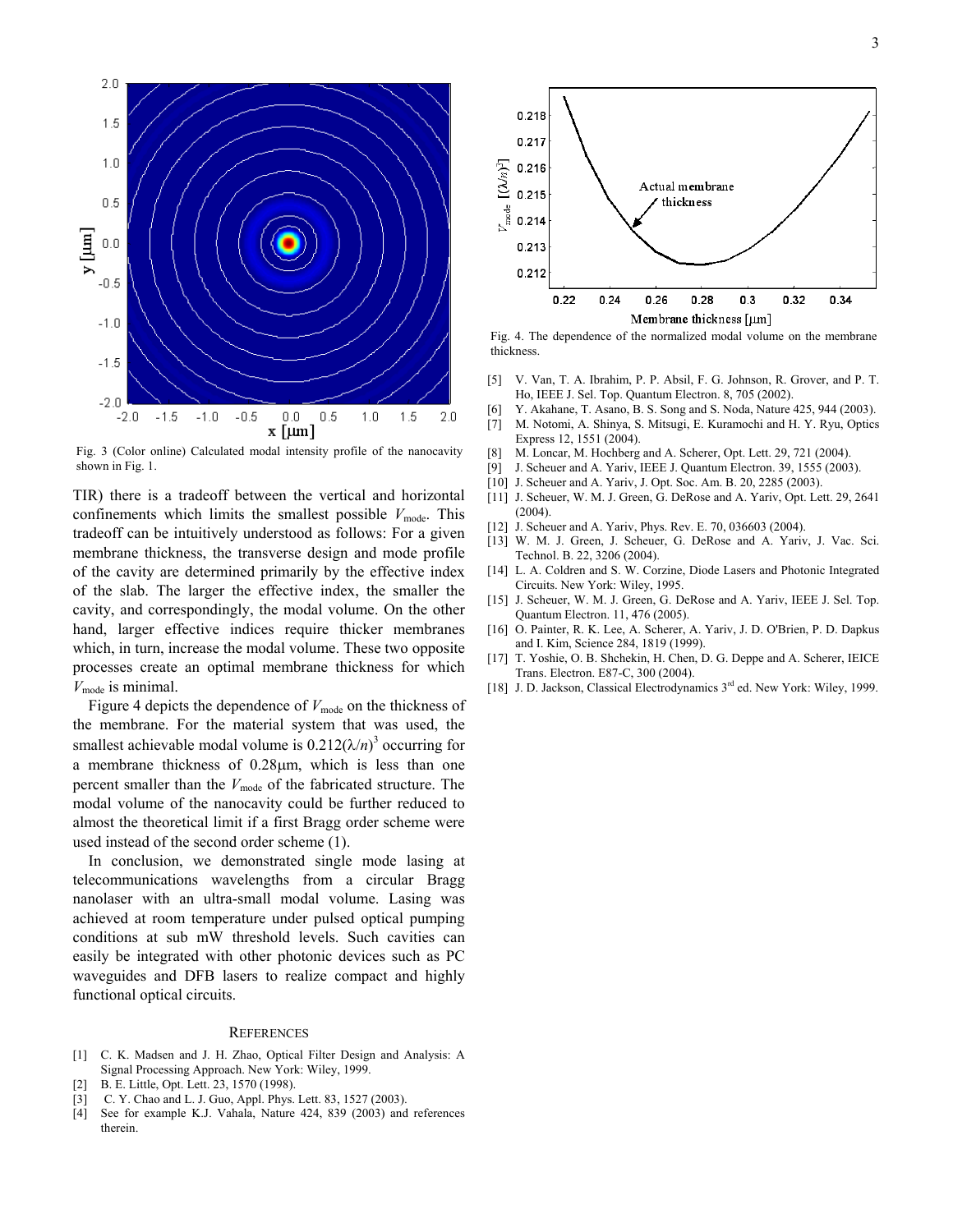2.0
1.5
1.0
0.5
0.0
-0.5
-1.0
-1.5
-2.0

y [μm]

-2.0 -1.5 -1.0 -0.5 0.0 0.5 1.0 1.5 2.0

x [μm]

Fig. 3 (Color online) Calculated modal intensity profile of the nanocavity shown in Fig. 1.

TIR) there is a tradeoff between the vertical and horizontal confinements which limits the smallest possible $V_{\text{mode}}$. This tradeoff can be intuitively understood as follows: For a given membrane thickness, the transverse design and mode profile of the cavity are determined primarily by the effective index of the slab. The larger the effective index, the smaller the cavity, and correspondingly, the modal volume. On the other hand, larger effective indices require thicker membranes which, in turn, increase the modal volume. These two opposite processes create an optimal membrane thickness for which $V_{\text{mode}}$ is minimal.

Figure 4 depicts the dependence of $V_{\text{mode}}$ on the thickness of the membrane. For the material system that was used, the smallest achievable modal volume is $0.212(\lambda/n)^3$ occurring for a membrane thickness of 0.28μm, which is less than one percent smaller than the $V_{\text{mode}}$ of the fabricated structure. The modal volume of the nanocavity could be further reduced to almost the theoretical limit if a first Bragg order scheme were used instead of the second order scheme (1).

In conclusion, we demonstrated single mode lasing at telecommunications wavelengths from a circular Bragg nanolaser with an ultra-small modal volume. Lasing was achieved at room temperature under pulsed optical pumping conditions at sub mW threshold levels. Such cavities can easily be integrated with other photonic devices such as PC waveguides and DFB lasers to realize compact and highly functional optical circuits.

0.218
0.217
0.216
0.215
0.214
0.213
0.212

$V_{\text{mode}}$ $[(\lambda/n)^3]$

Actual membrane thickness

0.22 0.24 0.26 0.28 0.3 0.32 0.34

Membrane thickness [μm]

Fig. 4. The dependence of the normalized modal volume on the membrane thickness.

## References

[1] C. K. Madsen and J. H. Zhao, Optical Filter Design and Analysis: A Signal Processing Approach. New York: Wiley, 1999.
[2] B. E. Little, Opt. Lett. 23, 1570 (1998).
[3] C. Y. Chao and L. J. Guo, Appl. Phys. Lett. 83, 1527 (2003).
[4] See for example K.J. Vahala, Nature 424, 839 (2003) and references therein.
[5] V. Van, T. A. Ibrahim, P. P. Absil, F. G. Johnson, R. Grover, and P. T. Ho, IEEE J. Sel. Top. Quantum Electron. 8, 705 (2002).
[6] Y. Akahane, T. Asano, B. S. Song and S. Noda, Nature 425, 944 (2003).
[7] M. Notomi, A. Shinya, S. Mitsugi, E. Kuramochi and H. Y. Ryu, Optics Express 12, 1551 (2004).
[8] M. Loncar, M. Hochberg and A. Scherer, Opt. Lett. 29, 721 (2004).
[9] J. Scheuer and A. Yariv, IEEE J. Quantum Electron. 39, 1555 (2003).
[10] J. Scheuer and A. Yariv, J. Opt. Soc. Am. B. 20, 2285 (2003).
[11] J. Scheuer, W. M. J. Green, G. DeRose and A. Yariv, Opt. Lett. 29, 2641 (2004).
[12] J. Scheuer and A. Yariv, Phys. Rev. E. 70, 036603 (2004).
[13] W. M. J. Green, J. Scheuer, G. DeRose and A. Yariv, J. Vac. Sci. Technol. B. 22, 3206 (2004).
[14] L. A. Coldren and S. W. Corzine, Diode Lasers and Photonic Integrated Circuits. New York: Wiley, 1995.
[15] J. Scheuer, W. M. J. Green, G. DeRose and A. Yariv, IEEE J. Sel. Top. Quantum Electron. 11, 476 (2005).
[16] O. Painter, R. K. Lee, A. Scherer, A. Yariv, J. D. O'Brien, P. D. Dapkus and I. Kim, Science 284, 1819 (1999).
[17] T. Yoshie, O. B. Shchekin, H. Chen, D. G. Deppe and A. Scherer, IEICE Trans. Electron. E87-C, 300 (2004).
[18] J. D. Jackson, Classical Electrodynamics 3rd ed. New York: Wiley, 1999.